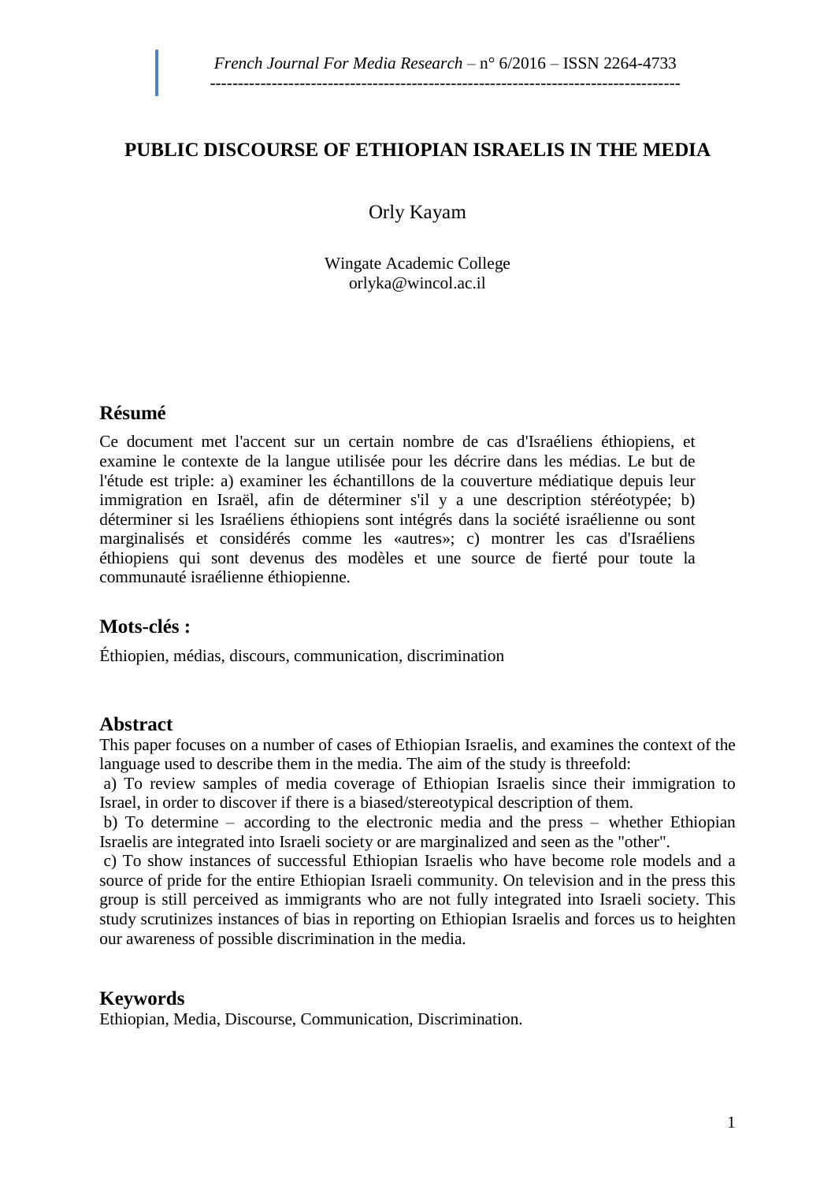# PUBLIC DISCOURSE OF ETHIOPIAN ISRAELIS IN THE MEDIA

Orly Kayam

Wingate Academic College
orlyka@wincol.ac.il

## Résumé

Ce document met l'accent sur un certain nombre de cas d'Israéliens éthiopiens, et examine le contexte de la langue utilisée pour les décrire dans les médias. Le but de l'étude est triple: a) examiner les échantillons de la couverture médiatique depuis leur immigration en Israël, afin de déterminer s'il y a une description stéréotypée; b) déterminer si les Israéliens éthiopiens sont intégrés dans la société israélienne ou sont marginalisés et considérés comme les «autres»; c) montrer les cas d'Israéliens éthiopiens qui sont devenus des modèles et une source de fierté pour toute la communauté israélienne éthiopienne.

## Mots-clés :

Éthiopien, médias, discours, communication, discrimination

## Abstract

This paper focuses on a number of cases of Ethiopian Israelis, and examines the context of the language used to describe them in the media. The aim of the study is threefold:

a) To review samples of media coverage of Ethiopian Israelis since their immigration to Israel, in order to discover if there is a biased/stereotypical description of them.

b) To determine – according to the electronic media and the press – whether Ethiopian Israelis are integrated into Israeli society or are marginalized and seen as the "other".

c) To show instances of successful Ethiopian Israelis who have become role models and a source of pride for the entire Ethiopian Israeli community. On television and in the press this group is still perceived as immigrants who are not fully integrated into Israeli society. This study scrutinizes instances of bias in reporting on Ethiopian Israelis and forces us to heighten our awareness of possible discrimination in the media.

## Keywords

Ethiopian, Media, Discourse, Communication, Discrimination.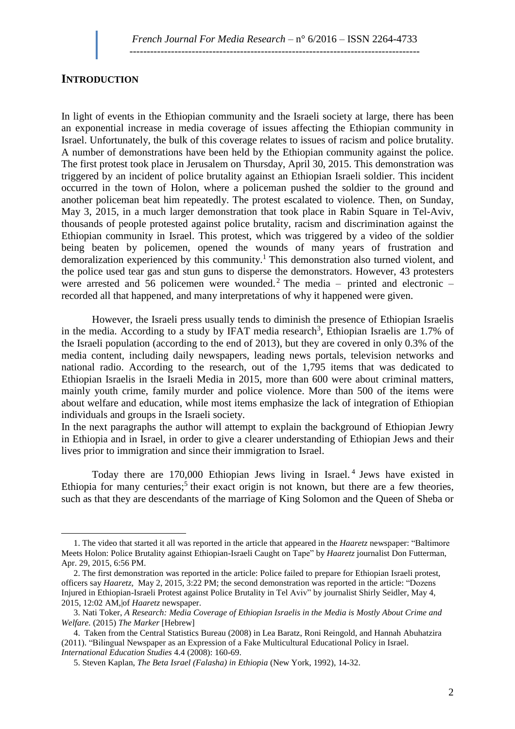## INTRODUCTION

In light of events in the Ethiopian community and the Israeli society at large, there has been an exponential increase in media coverage of issues affecting the Ethiopian community in Israel. Unfortunately, the bulk of this coverage relates to issues of racism and police brutality. A number of demonstrations have been held by the Ethiopian community against the police. The first protest took place in Jerusalem on Thursday, April 30, 2015. This demonstration was triggered by an incident of police brutality against an Ethiopian Israeli soldier. This incident occurred in the town of Holon, where a policeman pushed the soldier to the ground and another policeman beat him repeatedly. The protest escalated to violence. Then, on Sunday, May 3, 2015, in a much larger demonstration that took place in Rabin Square in Tel-Aviv, thousands of people protested against police brutality, racism and discrimination against the Ethiopian community in Israel. This protest, which was triggered by a video of the soldier being beaten by policemen, opened the wounds of many years of frustration and demoralization experienced by this community.[1] This demonstration also turned violent, and the police used tear gas and stun guns to disperse the demonstrators. However, 43 protesters were arrested and 56 policemen were wounded.[2] The media – printed and electronic – recorded all that happened, and many interpretations of why it happened were given.

However, the Israeli press usually tends to diminish the presence of Ethiopian Israelis in the media. According to a study by IFAT media research[3], Ethiopian Israelis are 1.7% of the Israeli population (according to the end of 2013), but they are covered in only 0.3% of the media content, including daily newspapers, leading news portals, television networks and national radio. According to the research, out of the 1,795 items that was dedicated to Ethiopian Israelis in the Israeli Media in 2015, more than 600 were about criminal matters, mainly youth crime, family murder and police violence. More than 500 of the items were about welfare and education, while most items emphasize the lack of integration of Ethiopian individuals and groups in the Israeli society.

In the next paragraphs the author will attempt to explain the background of Ethiopian Jewry in Ethiopia and in Israel, in order to give a clearer understanding of Ethiopian Jews and their lives prior to immigration and since their immigration to Israel.

Today there are 170,000 Ethiopian Jews living in Israel.[4] Jews have existed in Ethiopia for many centuries;[5] their exact origin is not known, but there are a few theories, such as that they are descendants of the marriage of King Solomon and the Queen of Sheba or

---

1. The video that started it all was reported in the article that appeared in the *Haaretz* newspaper: "Baltimore Meets Holon: Police Brutality against Ethiopian-Israeli Caught on Tape" by *Haaretz* journalist Don Futterman, Apr. 29, 2015, 6:56 PM.

2. The first demonstration was reported in the article: Police failed to prepare for Ethiopian Israeli protest, officers say *Haaretz*, May 2, 2015, 3:22 PM; the second demonstration was reported in the article: "Dozens Injured in Ethiopian-Israeli Protest against Police Brutality in Tel Aviv" by journalist Shirly Seidler, May 4, 2015, 12:02 AM, of *Haaretz* newspaper.

3. Nati Toker, *A Research: Media Coverage of Ethiopian Israelis in the Media is Mostly About Crime and Welfare.* (2015) *The Marker* [Hebrew]

4. Taken from the Central Statistics Bureau (2008) in Lea Baratz, Roni Reingold, and Hannah Abuhatzira (2011). "Bilingual Newspaper as an Expression of a Fake Multicultural Educational Policy in Israel. *International Education Studies* 4.4 (2008): 160-69.

5. Steven Kaplan, *The Beta Israel (Falasha) in Ethiopia* (New York, 1992), 14-32.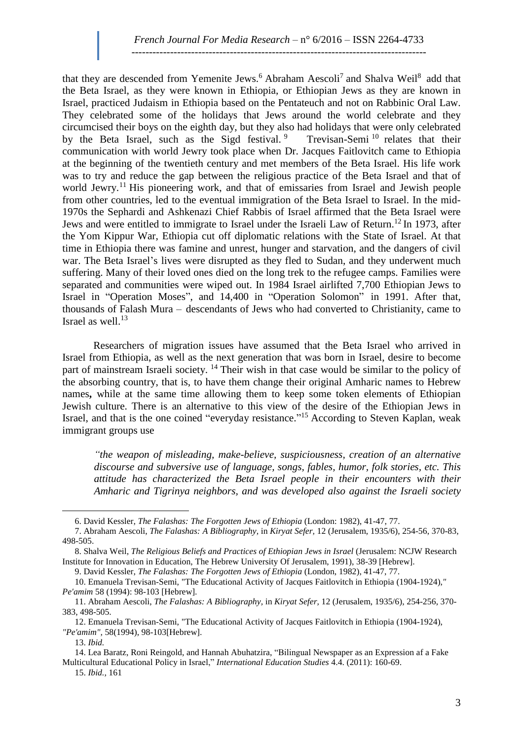that they are descended from Yemenite Jews.[6] Abraham Aescoli[7] and Shalva Weil[8] add that the Beta Israel, as they were known in Ethiopia, or Ethiopian Jews as they are known in Israel, practiced Judaism in Ethiopia based on the Pentateuch and not on Rabbinic Oral Law. They celebrated some of the holidays that Jews around the world celebrate and they circumcised their boys on the eighth day, but they also had holidays that were only celebrated by the Beta Israel, such as the Sigd festival.[9] Trevisan-Semi[10] relates that their communication with world Jewry took place when Dr. Jacques Faitlovitch came to Ethiopia at the beginning of the twentieth century and met members of the Beta Israel. His life work was to try and reduce the gap between the religious practice of the Beta Israel and that of world Jewry.[11] His pioneering work, and that of emissaries from Israel and Jewish people from other countries, led to the eventual immigration of the Beta Israel to Israel. In the mid-1970s the Sephardi and Ashkenazi Chief Rabbis of Israel affirmed that the Beta Israel were Jews and were entitled to immigrate to Israel under the Israeli Law of Return.[12] In 1973, after the Yom Kippur War, Ethiopia cut off diplomatic relations with the State of Israel. At that time in Ethiopia there was famine and unrest, hunger and starvation, and the dangers of civil war. The Beta Israel's lives were disrupted as they fled to Sudan, and they underwent much suffering. Many of their loved ones died on the long trek to the refugee camps. Families were separated and communities were wiped out. In 1984 Israel airlifted 7,700 Ethiopian Jews to Israel in "Operation Moses", and 14,400 in "Operation Solomon" in 1991. After that, thousands of Falash Mura – descendants of Jews who had converted to Christianity, came to Israel as well.[13]

Researchers of migration issues have assumed that the Beta Israel who arrived in Israel from Ethiopia, as well as the next generation that was born in Israel, desire to become part of mainstream Israeli society.[14] Their wish in that case would be similar to the policy of the absorbing country, that is, to have them change their original Amharic names to Hebrew names**,** while at the same time allowing them to keep some token elements of Ethiopian Jewish culture. There is an alternative to this view of the desire of the Ethiopian Jews in Israel, and that is the one coined "everyday resistance."[15] According to Steven Kaplan, weak immigrant groups use

> *"the weapon of misleading, make-believe, suspiciousness, creation of an alternative discourse and subversive use of language, songs, fables, humor, folk stories, etc. This attitude has characterized the Beta Israel people in their encounters with their Amharic and Tigrinya neighbors, and was developed also against the Israeli society*

---

6. David Kessler, *The Falashas: The Forgotten Jews of Ethiopia* (London: 1982), 41-47, 77.

7. Abraham Aescoli, *The Falashas: A Bibliography,* in *Kiryat Sefer,* 12 (Jerusalem, 1935/6), 254-56, 370-83, 498-505.

8. Shalva Weil, *The Religious Beliefs and Practices of Ethiopian Jews in Israel* (Jerusalem: NCJW Research Institute for Innovation in Education, The Hebrew University Of Jerusalem, 1991), 38-39 [Hebrew].

9. David Kessler, *The Falashas: The Forgotten Jews of Ethiopia* (London, 1982), 41-47, 77.

10. Emanuela Trevisan-Semi, "The Educational Activity of Jacques Faitlovitch in Ethiopia (1904-1924)," *Pe'amim* 58 (1994): 98-103 [Hebrew].

11. Abraham Aescoli, *The Falashas: A Bibliography,* in *Kiryat Sefer,* 12 (Jerusalem, 1935/6), 254-256, 370-383, 498-505.

12. Emanuela Trevisan-Semi, "The Educational Activity of Jacques Faitlovitch in Ethiopia (1904-1924), *"Pe'amim"*, 58(1994), 98-103[Hebrew].

13. *Ibid.*

14. Lea Baratz, Roni Reingold, and Hannah Abuhatzira, "Bilingual Newspaper as an Expression af a Fake Multicultural Educational Policy in Israel," *International Education Studies* 4.4. (2011): 160-69.

15. *Ibid.,* 161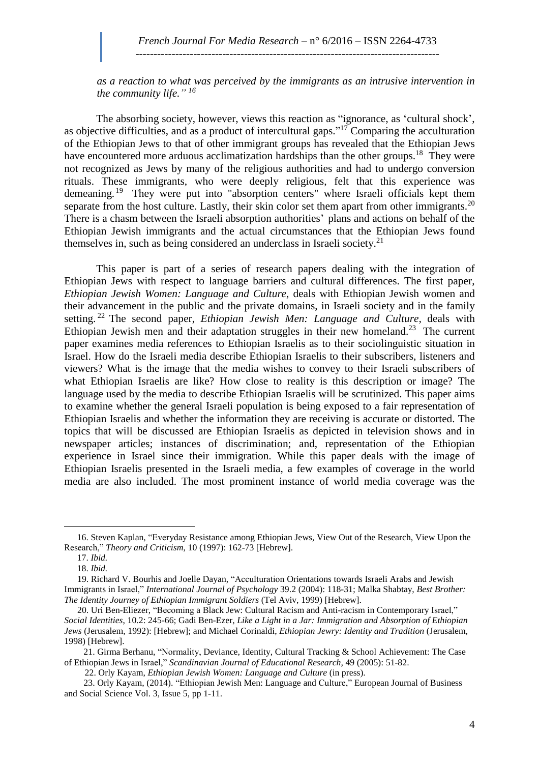*as a reaction to what was perceived by the immigrants as an intrusive intervention in the community life." [16]*

The absorbing society, however, views this reaction as "ignorance, as 'cultural shock', as objective difficulties, and as a product of intercultural gaps."[17] Comparing the acculturation of the Ethiopian Jews to that of other immigrant groups has revealed that the Ethiopian Jews have encountered more arduous acclimatization hardships than the other groups.[18] They were not recognized as Jews by many of the religious authorities and had to undergo conversion rituals. These immigrants, who were deeply religious, felt that this experience was demeaning.[19] They were put into "absorption centers" where Israeli officials kept them separate from the host culture. Lastly, their skin color set them apart from other immigrants.[20] There is a chasm between the Israeli absorption authorities' plans and actions on behalf of the Ethiopian Jewish immigrants and the actual circumstances that the Ethiopian Jews found themselves in, such as being considered an underclass in Israeli society.[21]

This paper is part of a series of research papers dealing with the integration of Ethiopian Jews with respect to language barriers and cultural differences. The first paper, *Ethiopian Jewish Women: Language and Culture*, deals with Ethiopian Jewish women and their advancement in the public and the private domains, in Israeli society and in the family setting.[22] The second paper, *Ethiopian Jewish Men: Language and Culture*, deals with Ethiopian Jewish men and their adaptation struggles in their new homeland.[23] The current paper examines media references to Ethiopian Israelis as to their sociolinguistic situation in Israel. How do the Israeli media describe Ethiopian Israelis to their subscribers, listeners and viewers? What is the image that the media wishes to convey to their Israeli subscribers of what Ethiopian Israelis are like? How close to reality is this description or image? The language used by the media to describe Ethiopian Israelis will be scrutinized. This paper aims to examine whether the general Israeli population is being exposed to a fair representation of Ethiopian Israelis and whether the information they are receiving is accurate or distorted. The topics that will be discussed are Ethiopian Israelis as depicted in television shows and in newspaper articles; instances of discrimination; and, representation of the Ethiopian experience in Israel since their immigration. While this paper deals with the image of Ethiopian Israelis presented in the Israeli media, a few examples of coverage in the world media are also included. The most prominent instance of world media coverage was the

---

16. Steven Kaplan, "Everyday Resistance among Ethiopian Jews, View Out of the Research, View Upon the Research," *Theory and Criticism*, 10 (1997): 162-73 [Hebrew].

17. *Ibid.*

18. *Ibid.*

19. Richard V. Bourhis and Joelle Dayan, "Acculturation Orientations towards Israeli Arabs and Jewish Immigrants in Israel," *International Journal of Psychology* 39.2 (2004): 118-31; Malka Shabtay, *Best Brother: The Identity Journey of Ethiopian Immigrant Soldiers* (Tel Aviv, 1999) [Hebrew].

20. Uri Ben-Eliezer, "Becoming a Black Jew: Cultural Racism and Anti-racism in Contemporary Israel," *Social Identities*, 10.2: 245-66; Gadi Ben-Ezer, *Like a Light in a Jar: Immigration and Absorption of Ethiopian Jews* (Jerusalem, 1992): [Hebrew]; and Michael Corinaldi, *Ethiopian Jewry: Identity and Tradition* (Jerusalem, 1998) [Hebrew].

21. Girma Berhanu, "Normality, Deviance, Identity, Cultural Tracking & School Achievement: The Case of Ethiopian Jews in Israel," *Scandinavian Journal of Educational Research*, 49 (2005): 51-82.

22. Orly Kayam, *Ethiopian Jewish Women: Language and Culture* (in press).

23. Orly Kayam, (2014). "Ethiopian Jewish Men: Language and Culture," European Journal of Business and Social Science Vol. 3, Issue 5, pp 1-11.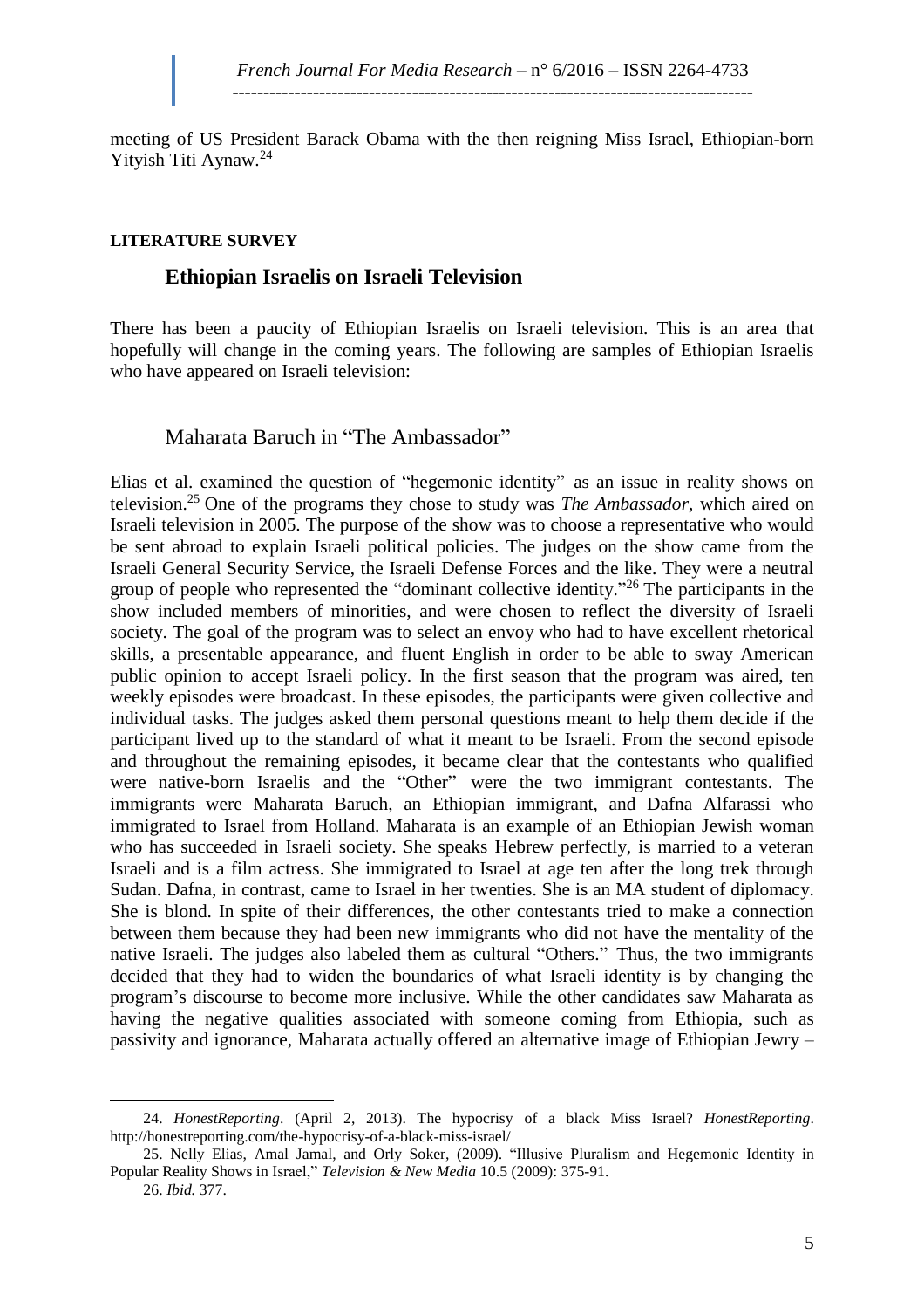meeting of US President Barack Obama with the then reigning Miss Israel, Ethiopian-born Yityish Titi Aynaw.[24]

**LITERATURE SURVEY**

## Ethiopian Israelis on Israeli Television

There has been a paucity of Ethiopian Israelis on Israeli television. This is an area that hopefully will change in the coming years. The following are samples of Ethiopian Israelis who have appeared on Israeli television:

### Maharata Baruch in "The Ambassador"

Elias et al. examined the question of "hegemonic identity" as an issue in reality shows on television.[25] One of the programs they chose to study was *The Ambassador*, which aired on Israeli television in 2005. The purpose of the show was to choose a representative who would be sent abroad to explain Israeli political policies. The judges on the show came from the Israeli General Security Service, the Israeli Defense Forces and the like. They were a neutral group of people who represented the "dominant collective identity."[26] The participants in the show included members of minorities, and were chosen to reflect the diversity of Israeli society. The goal of the program was to select an envoy who had to have excellent rhetorical skills, a presentable appearance, and fluent English in order to be able to sway American public opinion to accept Israeli policy. In the first season that the program was aired, ten weekly episodes were broadcast. In these episodes, the participants were given collective and individual tasks. The judges asked them personal questions meant to help them decide if the participant lived up to the standard of what it meant to be Israeli. From the second episode and throughout the remaining episodes, it became clear that the contestants who qualified were native-born Israelis and the "Other" were the two immigrant contestants. The immigrants were Maharata Baruch, an Ethiopian immigrant, and Dafna Alfarassi who immigrated to Israel from Holland. Maharata is an example of an Ethiopian Jewish woman who has succeeded in Israeli society. She speaks Hebrew perfectly, is married to a veteran Israeli and is a film actress. She immigrated to Israel at age ten after the long trek through Sudan. Dafna, in contrast, came to Israel in her twenties. She is an MA student of diplomacy. She is blond. In spite of their differences, the other contestants tried to make a connection between them because they had been new immigrants who did not have the mentality of the native Israeli. The judges also labeled them as cultural "Others." Thus, the two immigrants decided that they had to widen the boundaries of what Israeli identity is by changing the program's discourse to become more inclusive. While the other candidates saw Maharata as having the negative qualities associated with someone coming from Ethiopia, such as passivity and ignorance, Maharata actually offered an alternative image of Ethiopian Jewry –

---

24. *HonestReporting*. (April 2, 2013). The hypocrisy of a black Miss Israel? *HonestReporting*. http://honestreporting.com/the-hypocrisy-of-a-black-miss-israel/

25. Nelly Elias, Amal Jamal, and Orly Soker, (2009). "Illusive Pluralism and Hegemonic Identity in Popular Reality Shows in Israel," *Television & New Media* 10.5 (2009): 375-91.

26. *Ibid.* 377.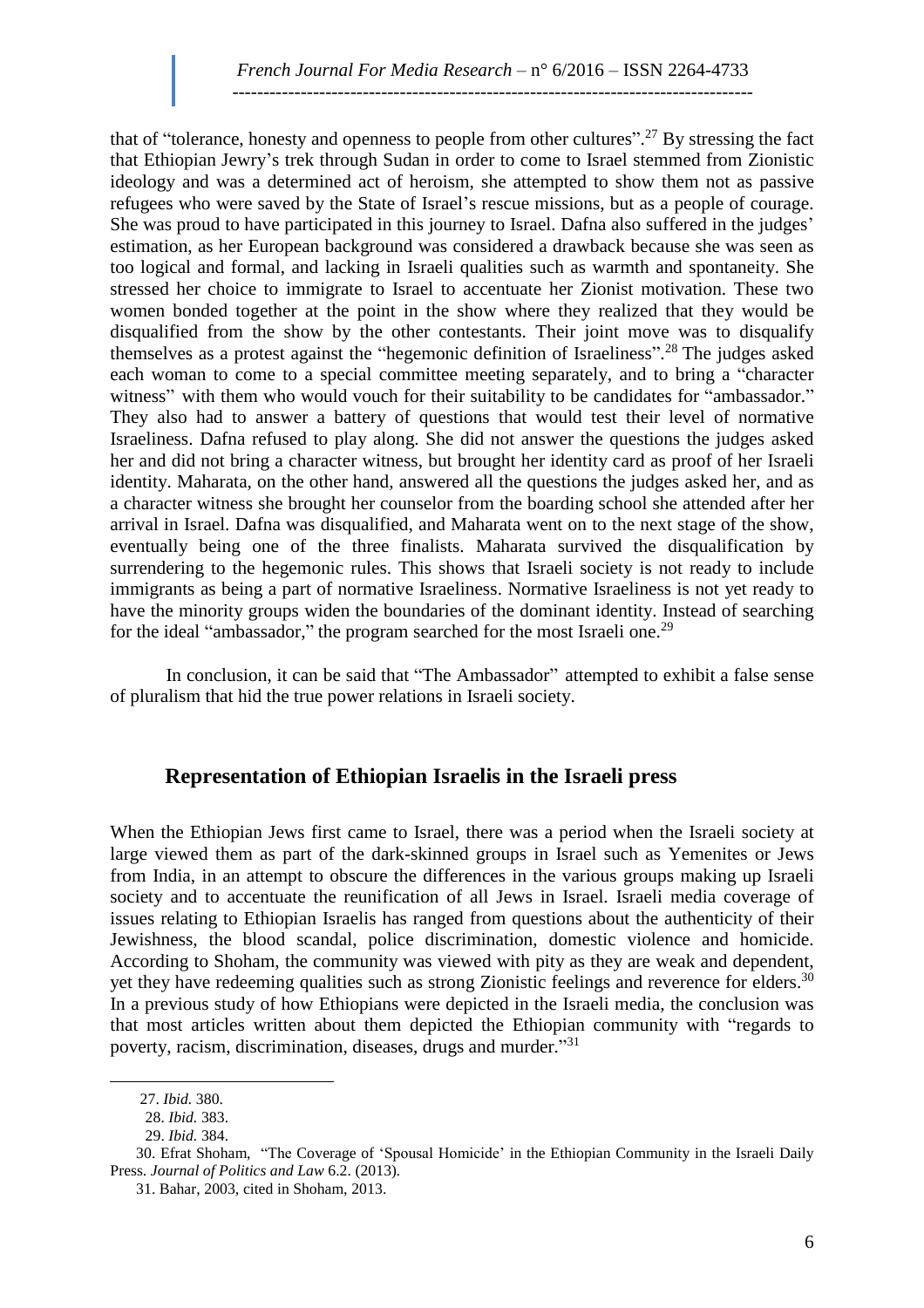that of "tolerance, honesty and openness to people from other cultures".[27] By stressing the fact that Ethiopian Jewry's trek through Sudan in order to come to Israel stemmed from Zionistic ideology and was a determined act of heroism, she attempted to show them not as passive refugees who were saved by the State of Israel's rescue missions, but as a people of courage. She was proud to have participated in this journey to Israel. Dafna also suffered in the judges' estimation, as her European background was considered a drawback because she was seen as too logical and formal, and lacking in Israeli qualities such as warmth and spontaneity. She stressed her choice to immigrate to Israel to accentuate her Zionist motivation. These two women bonded together at the point in the show where they realized that they would be disqualified from the show by the other contestants. Their joint move was to disqualify themselves as a protest against the "hegemonic definition of Israeliness".[28] The judges asked each woman to come to a special committee meeting separately, and to bring a "character witness" with them who would vouch for their suitability to be candidates for "ambassador." They also had to answer a battery of questions that would test their level of normative Israeliness. Dafna refused to play along. She did not answer the questions the judges asked her and did not bring a character witness, but brought her identity card as proof of her Israeli identity. Maharata, on the other hand, answered all the questions the judges asked her, and as a character witness she brought her counselor from the boarding school she attended after her arrival in Israel. Dafna was disqualified, and Maharata went on to the next stage of the show, eventually being one of the three finalists. Maharata survived the disqualification by surrendering to the hegemonic rules. This shows that Israeli society is not ready to include immigrants as being a part of normative Israeliness. Normative Israeliness is not yet ready to have the minority groups widen the boundaries of the dominant identity. Instead of searching for the ideal "ambassador," the program searched for the most Israeli one.[29]

In conclusion, it can be said that "The Ambassador" attempted to exhibit a false sense of pluralism that hid the true power relations in Israeli society.

## Representation of Ethiopian Israelis in the Israeli press

When the Ethiopian Jews first came to Israel, there was a period when the Israeli society at large viewed them as part of the dark-skinned groups in Israel such as Yemenites or Jews from India, in an attempt to obscure the differences in the various groups making up Israeli society and to accentuate the reunification of all Jews in Israel. Israeli media coverage of issues relating to Ethiopian Israelis has ranged from questions about the authenticity of their Jewishness, the blood scandal, police discrimination, domestic violence and homicide. According to Shoham, the community was viewed with pity as they are weak and dependent, yet they have redeeming qualities such as strong Zionistic feelings and reverence for elders.[30] In a previous study of how Ethiopians were depicted in the Israeli media, the conclusion was that most articles written about them depicted the Ethiopian community with "regards to poverty, racism, discrimination, diseases, drugs and murder."[31]

---

27. *Ibid.* 380.
28. *Ibid.* 383.
29. *Ibid.* 384.
30. Efrat Shoham, "The Coverage of 'Spousal Homicide' in the Ethiopian Community in the Israeli Daily Press. *Journal of Politics and Law* 6.2. (2013).
31. Bahar, 2003, cited in Shoham, 2013.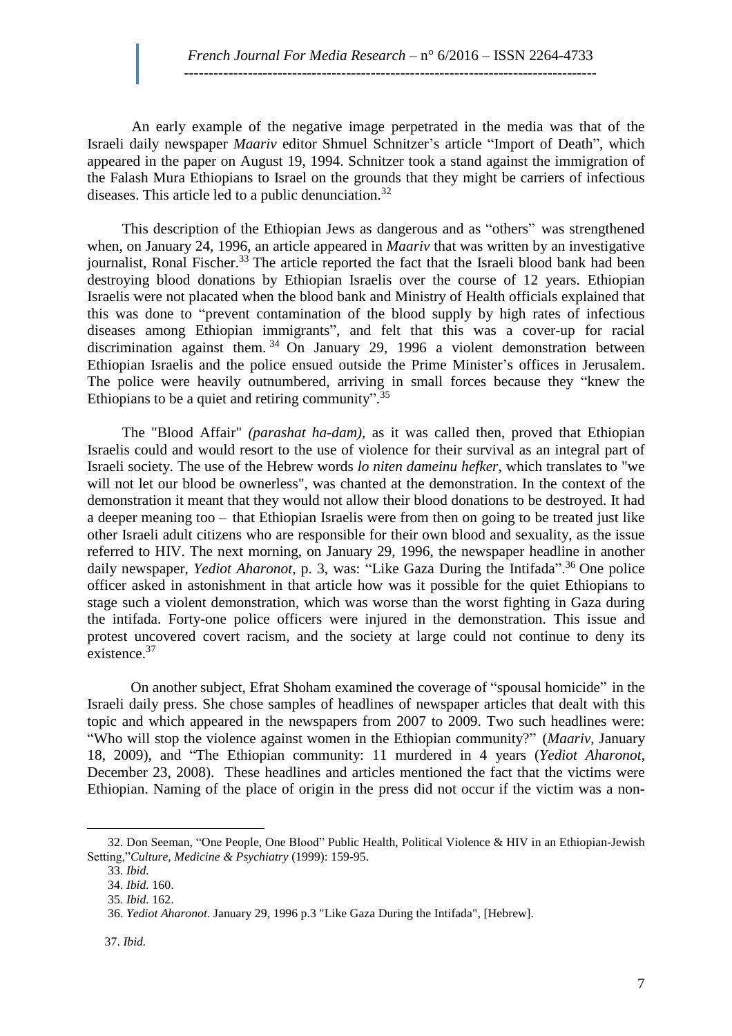An early example of the negative image perpetrated in the media was that of the Israeli daily newspaper *Maariv* editor Shmuel Schnitzer's article "Import of Death", which appeared in the paper on August 19, 1994. Schnitzer took a stand against the immigration of the Falash Mura Ethiopians to Israel on the grounds that they might be carriers of infectious diseases. This article led to a public denunciation.[32]

This description of the Ethiopian Jews as dangerous and as "others" was strengthened when, on January 24, 1996, an article appeared in *Maariv* that was written by an investigative journalist, Ronal Fischer.[33] The article reported the fact that the Israeli blood bank had been destroying blood donations by Ethiopian Israelis over the course of 12 years. Ethiopian Israelis were not placated when the blood bank and Ministry of Health officials explained that this was done to "prevent contamination of the blood supply by high rates of infectious diseases among Ethiopian immigrants", and felt that this was a cover-up for racial discrimination against them.[34] On January 29, 1996 a violent demonstration between Ethiopian Israelis and the police ensued outside the Prime Minister's offices in Jerusalem. The police were heavily outnumbered, arriving in small forces because they "knew the Ethiopians to be a quiet and retiring community".[35]

The "Blood Affair" *(parashat ha-dam)*, as it was called then, proved that Ethiopian Israelis could and would resort to the use of violence for their survival as an integral part of Israeli society. The use of the Hebrew words *lo niten dameinu hefker*, which translates to "we will not let our blood be ownerless", was chanted at the demonstration. In the context of the demonstration it meant that they would not allow their blood donations to be destroyed. It had a deeper meaning too – that Ethiopian Israelis were from then on going to be treated just like other Israeli adult citizens who are responsible for their own blood and sexuality, as the issue referred to HIV. The next morning, on January 29, 1996, the newspaper headline in another daily newspaper, *Yediot Aharonot,* p. 3, was: "Like Gaza During the Intifada".[36] One police officer asked in astonishment in that article how was it possible for the quiet Ethiopians to stage such a violent demonstration, which was worse than the worst fighting in Gaza during the intifada. Forty-one police officers were injured in the demonstration. This issue and protest uncovered covert racism, and the society at large could not continue to deny its existence.[37]

On another subject, Efrat Shoham examined the coverage of "spousal homicide" in the Israeli daily press. She chose samples of headlines of newspaper articles that dealt with this topic and which appeared in the newspapers from 2007 to 2009. Two such headlines were: "Who will stop the violence against women in the Ethiopian community?" (*Maariv*, January 18, 2009), and "The Ethiopian community: 11 murdered in 4 years (*Yediot Aharonot*, December 23, 2008). These headlines and articles mentioned the fact that the victims were Ethiopian. Naming of the place of origin in the press did not occur if the victim was a non-

32. Don Seeman, "One People, One Blood" Public Health, Political Violence & HIV in an Ethiopian-Jewish Setting,"*Culture, Medicine & Psychiatry* (1999): 159-95.

33. *Ibid.*

34. *Ibid.* 160.

35. *Ibid.* 162.

36. *Yediot Aharonot*. January 29, 1996 p.3 "Like Gaza During the Intifada", [Hebrew].

37. *Ibid.*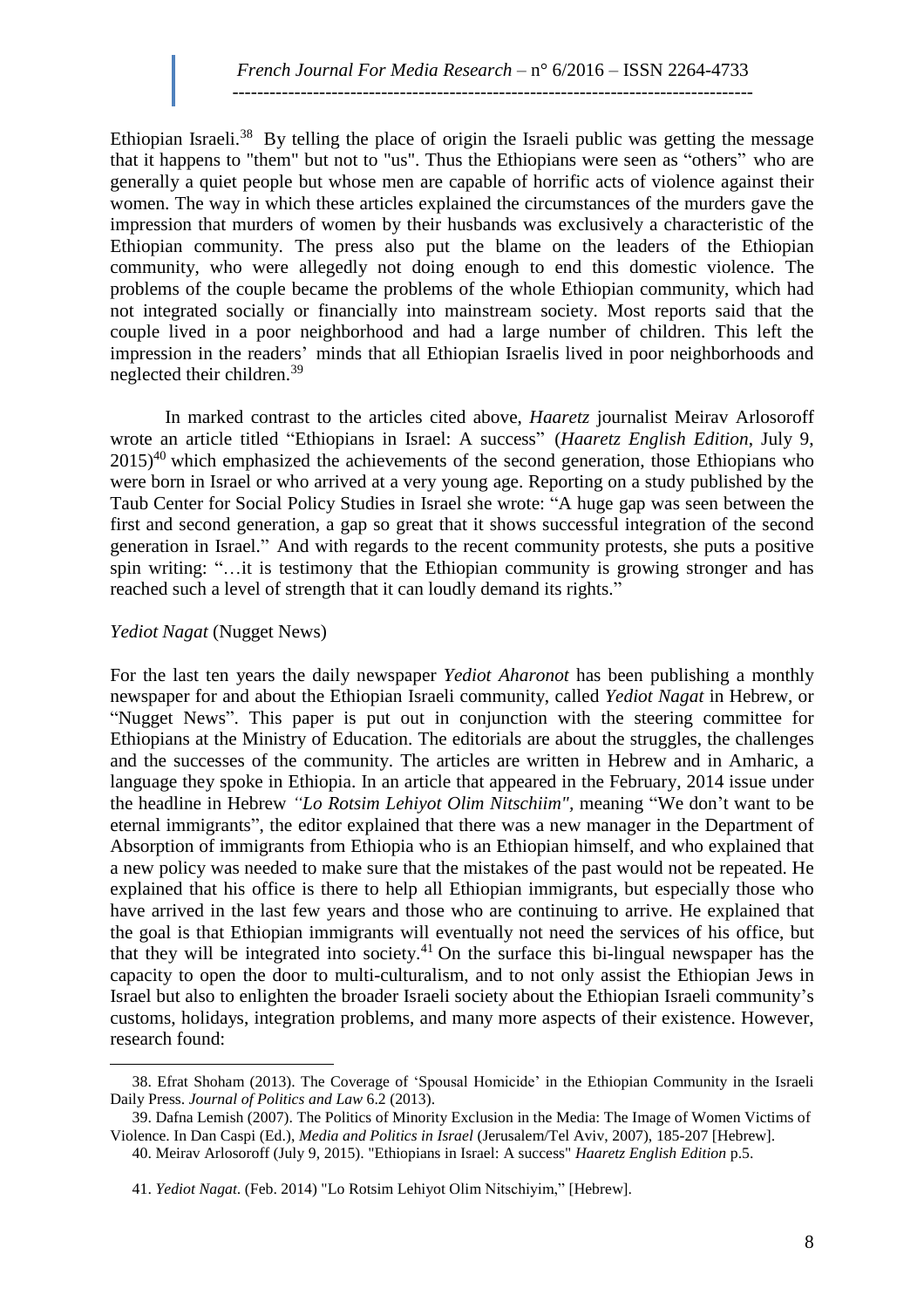Ethiopian Israeli.[38] By telling the place of origin the Israeli public was getting the message that it happens to "them" but not to "us". Thus the Ethiopians were seen as "others" who are generally a quiet people but whose men are capable of horrific acts of violence against their women. The way in which these articles explained the circumstances of the murders gave the impression that murders of women by their husbands was exclusively a characteristic of the Ethiopian community. The press also put the blame on the leaders of the Ethiopian community, who were allegedly not doing enough to end this domestic violence. The problems of the couple became the problems of the whole Ethiopian community, which had not integrated socially or financially into mainstream society. Most reports said that the couple lived in a poor neighborhood and had a large number of children. This left the impression in the readers' minds that all Ethiopian Israelis lived in poor neighborhoods and neglected their children.[39]

In marked contrast to the articles cited above, *Haaretz* journalist Meirav Arlosoroff wrote an article titled "Ethiopians in Israel: A success" (*Haaretz English Edition*, July 9, 2015)[40] which emphasized the achievements of the second generation, those Ethiopians who were born in Israel or who arrived at a very young age. Reporting on a study published by the Taub Center for Social Policy Studies in Israel she wrote: "A huge gap was seen between the first and second generation, a gap so great that it shows successful integration of the second generation in Israel." And with regards to the recent community protests, she puts a positive spin writing: "…it is testimony that the Ethiopian community is growing stronger and has reached such a level of strength that it can loudly demand its rights."

*Yediot Nagat* (Nugget News)

For the last ten years the daily newspaper *Yediot Aharonot* has been publishing a monthly newspaper for and about the Ethiopian Israeli community, called *Yediot Nagat* in Hebrew, or "Nugget News". This paper is put out in conjunction with the steering committee for Ethiopians at the Ministry of Education. The editorials are about the struggles, the challenges and the successes of the community. The articles are written in Hebrew and in Amharic, a language they spoke in Ethiopia. In an article that appeared in the February, 2014 issue under the headline in Hebrew *"Lo Rotsim Lehiyot Olim Nitschiim",* meaning "We don't want to be eternal immigrants", the editor explained that there was a new manager in the Department of Absorption of immigrants from Ethiopia who is an Ethiopian himself, and who explained that a new policy was needed to make sure that the mistakes of the past would not be repeated. He explained that his office is there to help all Ethiopian immigrants, but especially those who have arrived in the last few years and those who are continuing to arrive. He explained that the goal is that Ethiopian immigrants will eventually not need the services of his office, but that they will be integrated into society.[41] On the surface this bi-lingual newspaper has the capacity to open the door to multi-culturalism, and to not only assist the Ethiopian Jews in Israel but also to enlighten the broader Israeli society about the Ethiopian Israeli community's customs, holidays, integration problems, and many more aspects of their existence. However, research found:

---

38. Efrat Shoham (2013). The Coverage of 'Spousal Homicide' in the Ethiopian Community in the Israeli Daily Press. *Journal of Politics and Law* 6.2 (2013).

39. Dafna Lemish (2007). The Politics of Minority Exclusion in the Media: The Image of Women Victims of Violence. In Dan Caspi (Ed.), *Media and Politics in Israel* (Jerusalem/Tel Aviv, 2007), 185-207 [Hebrew].

40. Meirav Arlosoroff (July 9, 2015). "Ethiopians in Israel: A success" *Haaretz English Edition* p.5.

41. *Yediot Nagat.* (Feb. 2014) "Lo Rotsim Lehiyot Olim Nitschiyim," [Hebrew].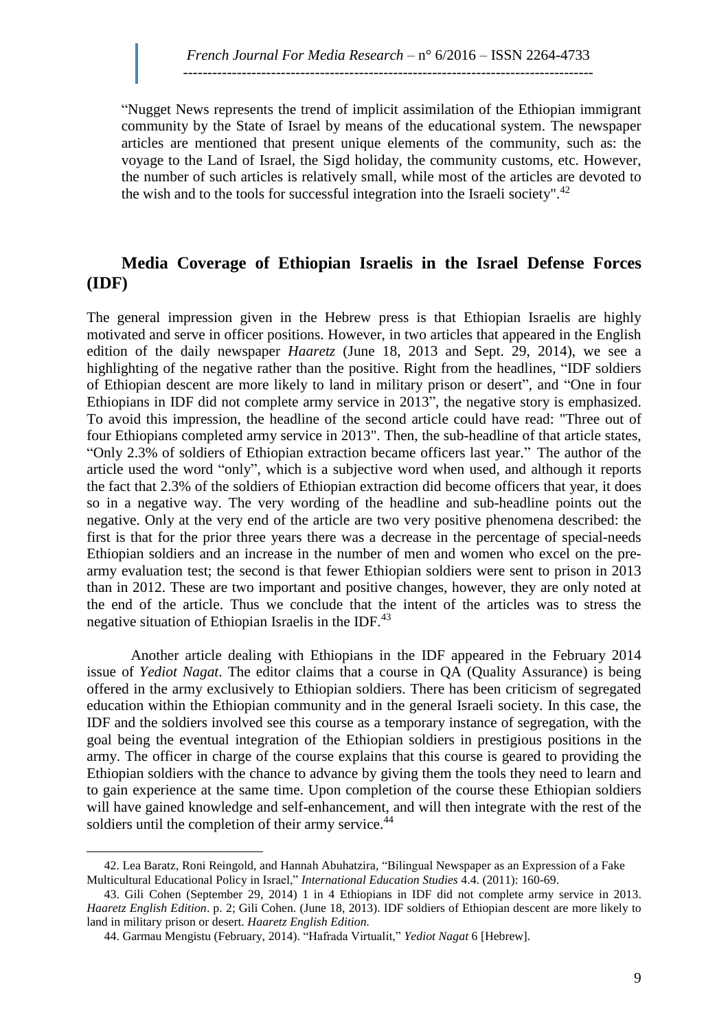"Nugget News represents the trend of implicit assimilation of the Ethiopian immigrant community by the State of Israel by means of the educational system. The newspaper articles are mentioned that present unique elements of the community, such as: the voyage to the Land of Israel, the Sigd holiday, the community customs, etc. However, the number of such articles is relatively small, while most of the articles are devoted to the wish and to the tools for successful integration into the Israeli society".[42]

## Media Coverage of Ethiopian Israelis in the Israel Defense Forces (IDF)

The general impression given in the Hebrew press is that Ethiopian Israelis are highly motivated and serve in officer positions. However, in two articles that appeared in the English edition of the daily newspaper *Haaretz* (June 18, 2013 and Sept. 29, 2014), we see a highlighting of the negative rather than the positive. Right from the headlines, "IDF soldiers of Ethiopian descent are more likely to land in military prison or desert", and "One in four Ethiopians in IDF did not complete army service in 2013", the negative story is emphasized. To avoid this impression, the headline of the second article could have read: "Three out of four Ethiopians completed army service in 2013". Then, the sub-headline of that article states, "Only 2.3% of soldiers of Ethiopian extraction became officers last year." The author of the article used the word "only", which is a subjective word when used, and although it reports the fact that 2.3% of the soldiers of Ethiopian extraction did become officers that year, it does so in a negative way. The very wording of the headline and sub-headline points out the negative. Only at the very end of the article are two very positive phenomena described: the first is that for the prior three years there was a decrease in the percentage of special-needs Ethiopian soldiers and an increase in the number of men and women who excel on the pre-army evaluation test; the second is that fewer Ethiopian soldiers were sent to prison in 2013 than in 2012. These are two important and positive changes, however, they are only noted at the end of the article. Thus we conclude that the intent of the articles was to stress the negative situation of Ethiopian Israelis in the IDF.[43]

Another article dealing with Ethiopians in the IDF appeared in the February 2014 issue of *Yediot Nagat*. The editor claims that a course in QA (Quality Assurance) is being offered in the army exclusively to Ethiopian soldiers. There has been criticism of segregated education within the Ethiopian community and in the general Israeli society. In this case, the IDF and the soldiers involved see this course as a temporary instance of segregation, with the goal being the eventual integration of the Ethiopian soldiers in prestigious positions in the army. The officer in charge of the course explains that this course is geared to providing the Ethiopian soldiers with the chance to advance by giving them the tools they need to learn and to gain experience at the same time. Upon completion of the course these Ethiopian soldiers will have gained knowledge and self-enhancement, and will then integrate with the rest of the soldiers until the completion of their army service.[44]

---

42. Lea Baratz, Roni Reingold, and Hannah Abuhatzira, "Bilingual Newspaper as an Expression of a Fake Multicultural Educational Policy in Israel," *International Education Studies* 4.4. (2011): 160-69.

43. Gili Cohen (September 29, 2014) 1 in 4 Ethiopians in IDF did not complete army service in 2013. *Haaretz English Edition*. p. 2; Gili Cohen. (June 18, 2013). IDF soldiers of Ethiopian descent are more likely to land in military prison or desert. *Haaretz English Edition.*

44. Garmau Mengistu (February, 2014). "Hafrada Virtualit," *Yediot Nagat* 6 [Hebrew].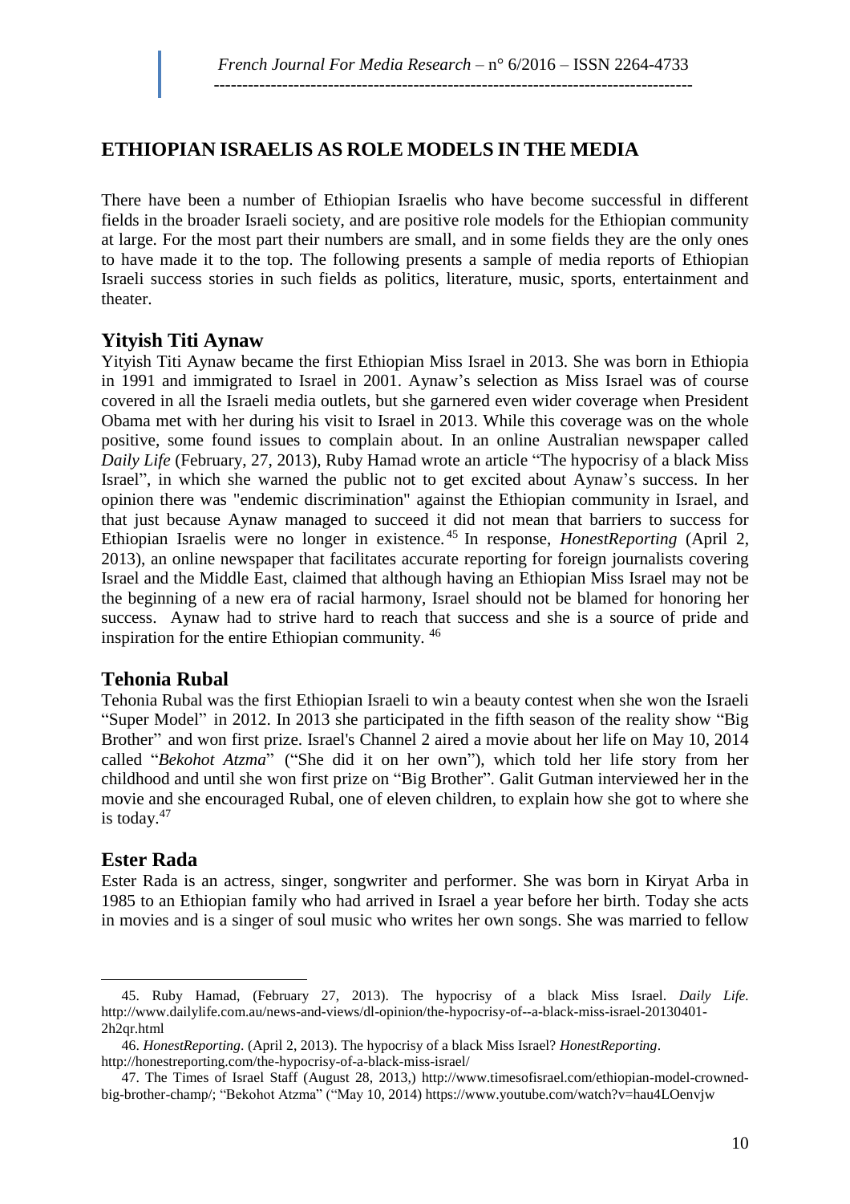## ETHIOPIAN ISRAELIS AS ROLE MODELS IN THE MEDIA

There have been a number of Ethiopian Israelis who have become successful in different fields in the broader Israeli society, and are positive role models for the Ethiopian community at large. For the most part their numbers are small, and in some fields they are the only ones to have made it to the top. The following presents a sample of media reports of Ethiopian Israeli success stories in such fields as politics, literature, music, sports, entertainment and theater.

### Yityish Titi Aynaw

Yityish Titi Aynaw became the first Ethiopian Miss Israel in 2013. She was born in Ethiopia in 1991 and immigrated to Israel in 2001. Aynaw's selection as Miss Israel was of course covered in all the Israeli media outlets, but she garnered even wider coverage when President Obama met with her during his visit to Israel in 2013. While this coverage was on the whole positive, some found issues to complain about. In an online Australian newspaper called *Daily Life* (February, 27, 2013), Ruby Hamad wrote an article "The hypocrisy of a black Miss Israel", in which she warned the public not to get excited about Aynaw's success. In her opinion there was "endemic discrimination" against the Ethiopian community in Israel, and that just because Aynaw managed to succeed it did not mean that barriers to success for Ethiopian Israelis were no longer in existence.[45] In response, *HonestReporting* (April 2, 2013), an online newspaper that facilitates accurate reporting for foreign journalists covering Israel and the Middle East, claimed that although having an Ethiopian Miss Israel may not be the beginning of a new era of racial harmony, Israel should not be blamed for honoring her success. Aynaw had to strive hard to reach that success and she is a source of pride and inspiration for the entire Ethiopian community.[46]

### Tehonia Rubal

Tehonia Rubal was the first Ethiopian Israeli to win a beauty contest when she won the Israeli "Super Model" in 2012. In 2013 she participated in the fifth season of the reality show "Big Brother" and won first prize. Israel's Channel 2 aired a movie about her life on May 10, 2014 called "*Bekohot Atzma*" ("She did it on her own"), which told her life story from her childhood and until she won first prize on "Big Brother". Galit Gutman interviewed her in the movie and she encouraged Rubal, one of eleven children, to explain how she got to where she is today.[47]

### Ester Rada

Ester Rada is an actress, singer, songwriter and performer. She was born in Kiryat Arba in 1985 to an Ethiopian family who had arrived in Israel a year before her birth. Today she acts in movies and is a singer of soul music who writes her own songs. She was married to fellow

---

45. Ruby Hamad, (February 27, 2013). The hypocrisy of a black Miss Israel. *Daily Life.* http://www.dailylife.com.au/news-and-views/dl-opinion/the-hypocrisy-of--a-black-miss-israel-20130401-2h2qr.html

46. *HonestReporting*. (April 2, 2013). The hypocrisy of a black Miss Israel? *HonestReporting*. http://honestreporting.com/the-hypocrisy-of-a-black-miss-israel/

47. The Times of Israel Staff (August 28, 2013,) http://www.timesofisrael.com/ethiopian-model-crowned-big-brother-champ/; "Bekohot Atzma" ("May 10, 2014) https://www.youtube.com/watch?v=hau4LOenvjw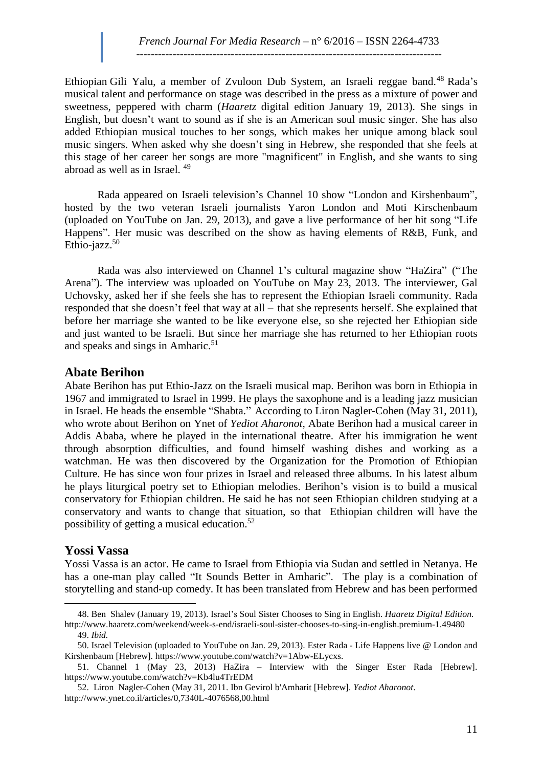Ethiopian Gili Yalu, a member of Zvuloon Dub System, an Israeli reggae band.[48] Rada's musical talent and performance on stage was described in the press as a mixture of power and sweetness, peppered with charm (*Haaretz* digital edition January 19, 2013). She sings in English, but doesn't want to sound as if she is an American soul music singer. She has also added Ethiopian musical touches to her songs, which makes her unique among black soul music singers. When asked why she doesn't sing in Hebrew, she responded that she feels at this stage of her career her songs are more "magnificent" in English, and she wants to sing abroad as well as in Israel.[49]

Rada appeared on Israeli television's Channel 10 show "London and Kirshenbaum", hosted by the two veteran Israeli journalists Yaron London and Moti Kirschenbaum (uploaded on YouTube on Jan. 29, 2013), and gave a live performance of her hit song "Life Happens". Her music was described on the show as having elements of R&B, Funk, and Ethio-jazz.[50]

Rada was also interviewed on Channel 1's cultural magazine show "HaZira" ("The Arena"). The interview was uploaded on YouTube on May 23, 2013. The interviewer, Gal Uchovsky, asked her if she feels she has to represent the Ethiopian Israeli community. Rada responded that she doesn't feel that way at all – that she represents herself. She explained that before her marriage she wanted to be like everyone else, so she rejected her Ethiopian side and just wanted to be Israeli. But since her marriage she has returned to her Ethiopian roots and speaks and sings in Amharic.[51]

## Abate Berihon

Abate Berihon has put Ethio-Jazz on the Israeli musical map. Berihon was born in Ethiopia in 1967 and immigrated to Israel in 1999. He plays the saxophone and is a leading jazz musician in Israel. He heads the ensemble "Shabta." According to Liron Nagler-Cohen (May 31, 2011), who wrote about Berihon on Ynet of *Yediot Aharonot*, Abate Berihon had a musical career in Addis Ababa, where he played in the international theatre. After his immigration he went through absorption difficulties, and found himself washing dishes and working as a watchman. He was then discovered by the Organization for the Promotion of Ethiopian Culture. He has since won four prizes in Israel and released three albums. In his latest album he plays liturgical poetry set to Ethiopian melodies. Berihon's vision is to build a musical conservatory for Ethiopian children. He said he has not seen Ethiopian children studying at a conservatory and wants to change that situation, so that Ethiopian children will have the possibility of getting a musical education.[52]

## Yossi Vassa

Yossi Vassa is an actor. He came to Israel from Ethiopia via Sudan and settled in Netanya. He has a one-man play called "It Sounds Better in Amharic". The play is a combination of storytelling and stand-up comedy. It has been translated from Hebrew and has been performed

---

48. Ben Shalev (January 19, 2013). Israel's Soul Sister Chooses to Sing in English. *Haaretz Digital Edition.* http://www.haaretz.com/weekend/week-s-end/israeli-soul-sister-chooses-to-sing-in-english.premium-1.49480

49. *Ibid.*

50. Israel Television (uploaded to YouTube on Jan. 29, 2013). Ester Rada - Life Happens live @ London and Kirshenbaum [Hebrew]. https://www.youtube.com/watch?v=1Abw-ELycxs.

51. Channel 1 (May 23, 2013) HaZira – Interview with the Singer Ester Rada [Hebrew]. https://www.youtube.com/watch?v=Kb4lu4TrEDM

52. Liron Nagler-Cohen (May 31, 2011. Ibn Gevirol b'Amharit [Hebrew]. *Yediot Aharonot*. http://www.ynet.co.il/articles/0,7340L-4076568,00.html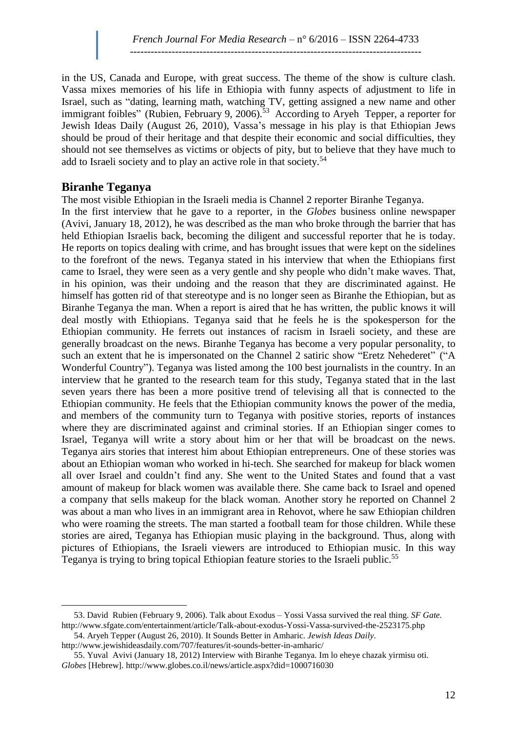in the US, Canada and Europe, with great success. The theme of the show is culture clash. Vassa mixes memories of his life in Ethiopia with funny aspects of adjustment to life in Israel, such as "dating, learning math, watching TV, getting assigned a new name and other immigrant foibles" (Rubien, February 9, 2006).[53] According to Aryeh Tepper, a reporter for Jewish Ideas Daily (August 26, 2010), Vassa's message in his play is that Ethiopian Jews should be proud of their heritage and that despite their economic and social difficulties, they should not see themselves as victims or objects of pity, but to believe that they have much to add to Israeli society and to play an active role in that society.[54]

## Biranhe Teganya

The most visible Ethiopian in the Israeli media is Channel 2 reporter Biranhe Teganya.

In the first interview that he gave to a reporter, in the *Globes* business online newspaper (Avivi, January 18, 2012), he was described as the man who broke through the barrier that has held Ethiopian Israelis back, becoming the diligent and successful reporter that he is today. He reports on topics dealing with crime, and has brought issues that were kept on the sidelines to the forefront of the news. Teganya stated in his interview that when the Ethiopians first came to Israel, they were seen as a very gentle and shy people who didn't make waves. That, in his opinion, was their undoing and the reason that they are discriminated against. He himself has gotten rid of that stereotype and is no longer seen as Biranhe the Ethiopian, but as Biranhe Teganya the man. When a report is aired that he has written, the public knows it will deal mostly with Ethiopians. Teganya said that he feels he is the spokesperson for the Ethiopian community. He ferrets out instances of racism in Israeli society, and these are generally broadcast on the news. Biranhe Teganya has become a very popular personality, to such an extent that he is impersonated on the Channel 2 satiric show "Eretz Nehederet" ("A Wonderful Country"). Teganya was listed among the 100 best journalists in the country. In an interview that he granted to the research team for this study, Teganya stated that in the last seven years there has been a more positive trend of televising all that is connected to the Ethiopian community. He feels that the Ethiopian community knows the power of the media, and members of the community turn to Teganya with positive stories, reports of instances where they are discriminated against and criminal stories. If an Ethiopian singer comes to Israel, Teganya will write a story about him or her that will be broadcast on the news. Teganya airs stories that interest him about Ethiopian entrepreneurs. One of these stories was about an Ethiopian woman who worked in hi-tech. She searched for makeup for black women all over Israel and couldn't find any. She went to the United States and found that a vast amount of makeup for black women was available there. She came back to Israel and opened a company that sells makeup for the black woman. Another story he reported on Channel 2 was about a man who lives in an immigrant area in Rehovot, where he saw Ethiopian children who were roaming the streets. The man started a football team for those children. While these stories are aired, Teganya has Ethiopian music playing in the background. Thus, along with pictures of Ethiopians, the Israeli viewers are introduced to Ethiopian music. In this way Teganya is trying to bring topical Ethiopian feature stories to the Israeli public.[55]

---

53. David Rubien (February 9, 2006). Talk about Exodus – Yossi Vassa survived the real thing. *SF Gate.* http://www.sfgate.com/entertainment/article/Talk-about-exodus-Yossi-Vassa-survived-the-2523175.php

54. Aryeh Tepper (August 26, 2010). It Sounds Better in Amharic. *Jewish Ideas Daily.* http://www.jewishideasdaily.com/707/features/it-sounds-better-in-amharic/

55. Yuval Avivi (January 18, 2012) Interview with Biranhe Teganya. Im lo eheye chazak yirmisu oti. *Globes* [Hebrew]. http://www.globes.co.il/news/article.aspx?did=1000716030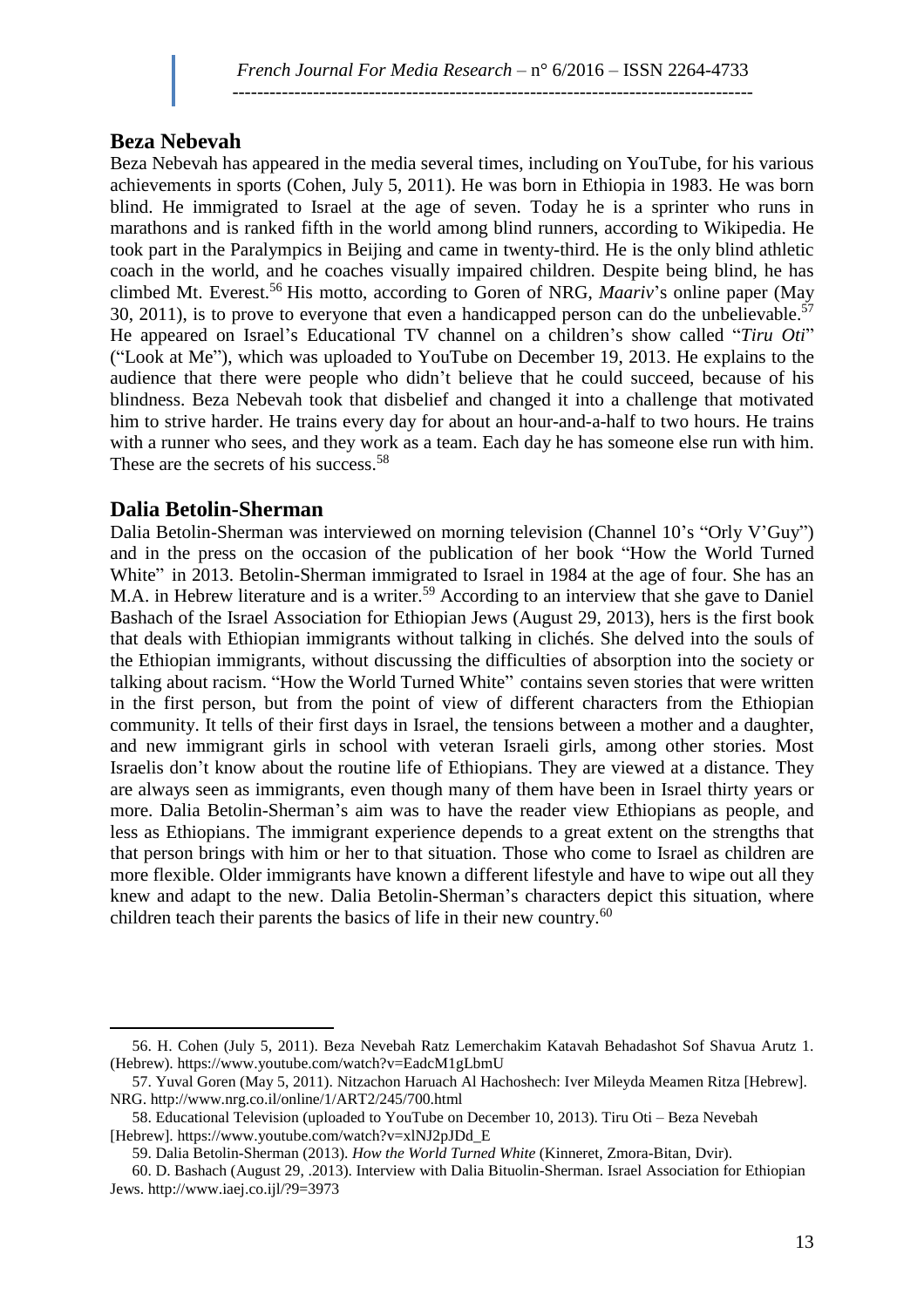## Beza Nebevah

Beza Nebevah has appeared in the media several times, including on YouTube, for his various achievements in sports (Cohen, July 5, 2011). He was born in Ethiopia in 1983. He was born blind. He immigrated to Israel at the age of seven. Today he is a sprinter who runs in marathons and is ranked fifth in the world among blind runners, according to Wikipedia. He took part in the Paralympics in Beijing and came in twenty-third. He is the only blind athletic coach in the world, and he coaches visually impaired children. Despite being blind, he has climbed Mt. Everest.[56] His motto, according to Goren of NRG, *Maariv*'s online paper (May 30, 2011), is to prove to everyone that even a handicapped person can do the unbelievable.[57] He appeared on Israel's Educational TV channel on a children's show called "*Tiru Oti*" ("Look at Me"), which was uploaded to YouTube on December 19, 2013. He explains to the audience that there were people who didn't believe that he could succeed, because of his blindness. Beza Nebevah took that disbelief and changed it into a challenge that motivated him to strive harder. He trains every day for about an hour-and-a-half to two hours. He trains with a runner who sees, and they work as a team. Each day he has someone else run with him. These are the secrets of his success.[58]

## Dalia Betolin-Sherman

Dalia Betolin-Sherman was interviewed on morning television (Channel 10's "Orly V'Guy") and in the press on the occasion of the publication of her book "How the World Turned White" in 2013. Betolin-Sherman immigrated to Israel in 1984 at the age of four. She has an M.A. in Hebrew literature and is a writer.[59] According to an interview that she gave to Daniel Bashach of the Israel Association for Ethiopian Jews (August 29, 2013), hers is the first book that deals with Ethiopian immigrants without talking in clichés. She delved into the souls of the Ethiopian immigrants, without discussing the difficulties of absorption into the society or talking about racism. "How the World Turned White" contains seven stories that were written in the first person, but from the point of view of different characters from the Ethiopian community. It tells of their first days in Israel, the tensions between a mother and a daughter, and new immigrant girls in school with veteran Israeli girls, among other stories. Most Israelis don't know about the routine life of Ethiopians. They are viewed at a distance. They are always seen as immigrants, even though many of them have been in Israel thirty years or more. Dalia Betolin-Sherman's aim was to have the reader view Ethiopians as people, and less as Ethiopians. The immigrant experience depends to a great extent on the strengths that that person brings with him or her to that situation. Those who come to Israel as children are more flexible. Older immigrants have known a different lifestyle and have to wipe out all they knew and adapt to the new. Dalia Betolin-Sherman's characters depict this situation, where children teach their parents the basics of life in their new country.[60]

---

56. H. Cohen (July 5, 2011). Beza Nevebah Ratz Lemerchakim Katavah Behadashot Sof Shavua Arutz 1. (Hebrew). https://www.youtube.com/watch?v=EadcM1gLbmU

57. Yuval Goren (May 5, 2011). Nitzachon Haruach Al Hachoshech: Iver Mileyda Meamen Ritza [Hebrew]. NRG. http://www.nrg.co.il/online/1/ART2/245/700.html

58. Educational Television (uploaded to YouTube on December 10, 2013). Tiru Oti – Beza Nevebah [Hebrew]. https://www.youtube.com/watch?v=xlNJ2pJDd_E

59. Dalia Betolin-Sherman (2013). *How the World Turned White* (Kinneret, Zmora-Bitan, Dvir).

60. D. Bashach (August 29, .2013). Interview with Dalia Bituolin-Sherman. Israel Association for Ethiopian Jews. http://www.iaej.co.ijl/?9=3973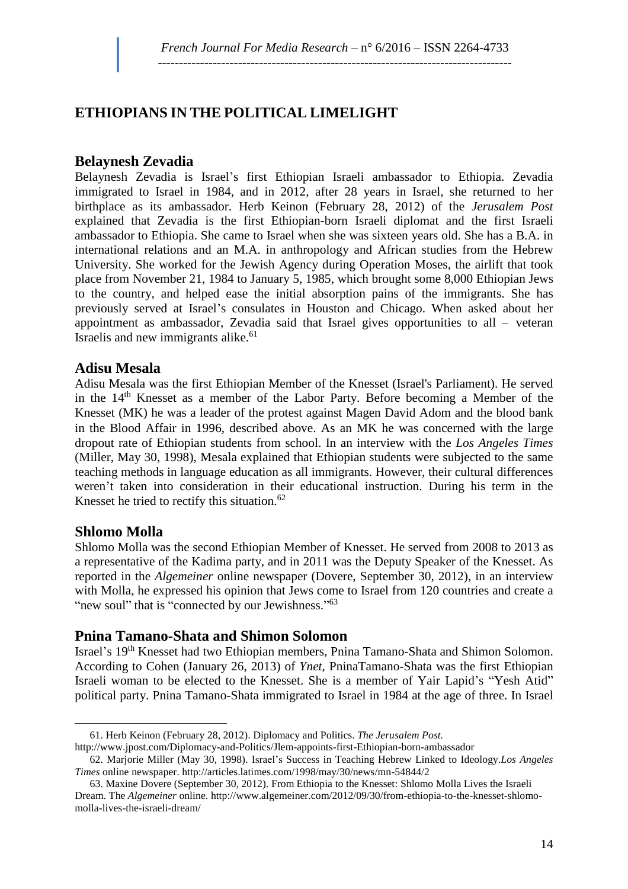## ETHIOPIANS IN THE POLITICAL LIMELIGHT

### Belaynesh Zevadia

Belaynesh Zevadia is Israel's first Ethiopian Israeli ambassador to Ethiopia. Zevadia immigrated to Israel in 1984, and in 2012, after 28 years in Israel, she returned to her birthplace as its ambassador. Herb Keinon (February 28, 2012) of the *Jerusalem Post* explained that Zevadia is the first Ethiopian-born Israeli diplomat and the first Israeli ambassador to Ethiopia. She came to Israel when she was sixteen years old. She has a B.A. in international relations and an M.A. in anthropology and African studies from the Hebrew University. She worked for the Jewish Agency during Operation Moses, the airlift that took place from November 21, 1984 to January 5, 1985, which brought some 8,000 Ethiopian Jews to the country, and helped ease the initial absorption pains of the immigrants. She has previously served at Israel's consulates in Houston and Chicago. When asked about her appointment as ambassador, Zevadia said that Israel gives opportunities to all – veteran Israelis and new immigrants alike.[61]

### Adisu Mesala

Adisu Mesala was the first Ethiopian Member of the Knesset (Israel's Parliament). He served in the 14th Knesset as a member of the Labor Party. Before becoming a Member of the Knesset (MK) he was a leader of the protest against Magen David Adom and the blood bank in the Blood Affair in 1996, described above. As an MK he was concerned with the large dropout rate of Ethiopian students from school. In an interview with the *Los Angeles Times* (Miller, May 30, 1998), Mesala explained that Ethiopian students were subjected to the same teaching methods in language education as all immigrants. However, their cultural differences weren't taken into consideration in their educational instruction. During his term in the Knesset he tried to rectify this situation.[62]

### Shlomo Molla

Shlomo Molla was the second Ethiopian Member of Knesset. He served from 2008 to 2013 as a representative of the Kadima party, and in 2011 was the Deputy Speaker of the Knesset. As reported in the *Algemeiner* online newspaper (Dovere, September 30, 2012), in an interview with Molla, he expressed his opinion that Jews come to Israel from 120 countries and create a "new soul" that is "connected by our Jewishness."[63]

### Pnina Tamano-Shata and Shimon Solomon

Israel's 19th Knesset had two Ethiopian members, Pnina Tamano-Shata and Shimon Solomon. According to Cohen (January 26, 2013) of *Ynet*, PninaTamano-Shata was the first Ethiopian Israeli woman to be elected to the Knesset. She is a member of Yair Lapid's "Yesh Atid" political party. Pnina Tamano-Shata immigrated to Israel in 1984 at the age of three. In Israel

---

61. Herb Keinon (February 28, 2012). Diplomacy and Politics. *The Jerusalem Post.* http://www.jpost.com/Diplomacy-and-Politics/Jlem-appoints-first-Ethiopian-born-ambassador

62. Marjorie Miller (May 30, 1998). Israel's Success in Teaching Hebrew Linked to Ideology.*Los Angeles Times* online newspaper. http://articles.latimes.com/1998/may/30/news/mn-54844/2

63. Maxine Dovere (September 30, 2012). From Ethiopia to the Knesset: Shlomo Molla Lives the Israeli Dream. The *Algemeiner* online. http://www.algemeiner.com/2012/09/30/from-ethiopia-to-the-knesset-shlomo-molla-lives-the-israeli-dream/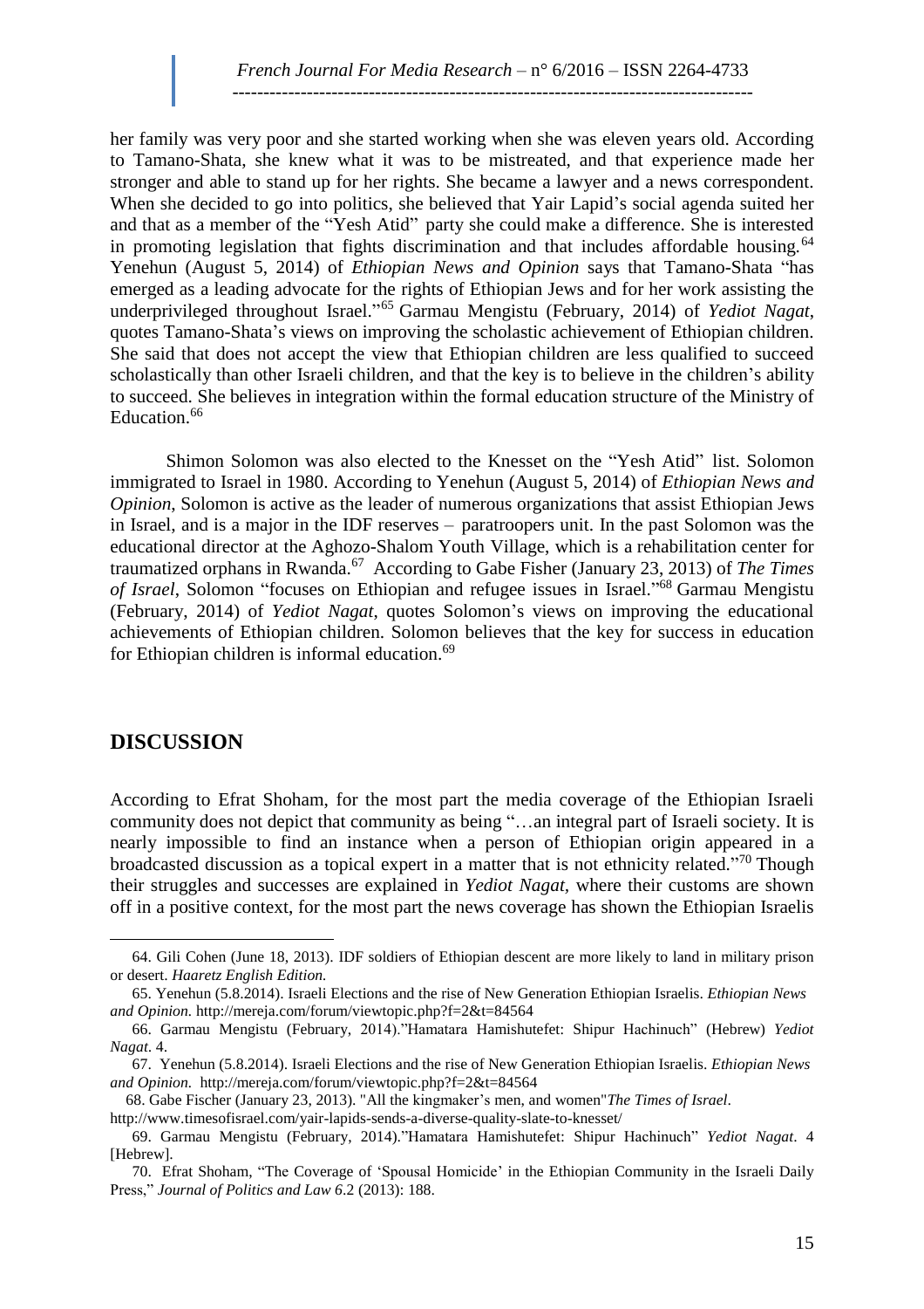her family was very poor and she started working when she was eleven years old. According to Tamano-Shata, she knew what it was to be mistreated, and that experience made her stronger and able to stand up for her rights. She became a lawyer and a news correspondent. When she decided to go into politics, she believed that Yair Lapid's social agenda suited her and that as a member of the "Yesh Atid" party she could make a difference. She is interested in promoting legislation that fights discrimination and that includes affordable housing.[64] Yenehun (August 5, 2014) of *Ethiopian News and Opinion* says that Tamano-Shata "has emerged as a leading advocate for the rights of Ethiopian Jews and for her work assisting the underprivileged throughout Israel."[65] Garmau Mengistu (February, 2014) of *Yediot Nagat*, quotes Tamano-Shata's views on improving the scholastic achievement of Ethiopian children. She said that does not accept the view that Ethiopian children are less qualified to succeed scholastically than other Israeli children, and that the key is to believe in the children's ability to succeed. She believes in integration within the formal education structure of the Ministry of Education.[66]

Shimon Solomon was also elected to the Knesset on the "Yesh Atid" list. Solomon immigrated to Israel in 1980. According to Yenehun (August 5, 2014) of *Ethiopian News and Opinion*, Solomon is active as the leader of numerous organizations that assist Ethiopian Jews in Israel, and is a major in the IDF reserves – paratroopers unit. In the past Solomon was the educational director at the Aghozo-Shalom Youth Village, which is a rehabilitation center for traumatized orphans in Rwanda.[67] According to Gabe Fisher (January 23, 2013) of *The Times of Israel*, Solomon "focuses on Ethiopian and refugee issues in Israel."[68] Garmau Mengistu (February, 2014) of *Yediot Nagat*, quotes Solomon's views on improving the educational achievements of Ethiopian children. Solomon believes that the key for success in education for Ethiopian children is informal education.[69]

## DISCUSSION

According to Efrat Shoham, for the most part the media coverage of the Ethiopian Israeli community does not depict that community as being "…an integral part of Israeli society. It is nearly impossible to find an instance when a person of Ethiopian origin appeared in a broadcasted discussion as a topical expert in a matter that is not ethnicity related."[70] Though their struggles and successes are explained in *Yediot Nagat*, where their customs are shown off in a positive context, for the most part the news coverage has shown the Ethiopian Israelis

---

64. Gili Cohen (June 18, 2013). IDF soldiers of Ethiopian descent are more likely to land in military prison or desert. *Haaretz English Edition.*

65. Yenehun (5.8.2014). Israeli Elections and the rise of New Generation Ethiopian Israelis. *Ethiopian News and Opinion.* http://mereja.com/forum/viewtopic.php?f=2&t=84564

66. Garmau Mengistu (February, 2014)."Hamatara Hamishutefet: Shipur Hachinuch" (Hebrew) *Yediot Nagat*. 4.

67. Yenehun (5.8.2014). Israeli Elections and the rise of New Generation Ethiopian Israelis. *Ethiopian News and Opinion.* http://mereja.com/forum/viewtopic.php?f=2&t=84564

68. Gabe Fischer (January 23, 2013). "All the kingmaker's men, and women"*The Times of Israel*. http://www.timesofisrael.com/yair-lapids-sends-a-diverse-quality-slate-to-knesset/

69. Garmau Mengistu (February, 2014)."Hamatara Hamishutefet: Shipur Hachinuch" *Yediot Nagat*. 4 [Hebrew].

70. Efrat Shoham, "The Coverage of 'Spousal Homicide' in the Ethiopian Community in the Israeli Daily Press," *Journal of Politics and Law* 6.2 (2013): 188.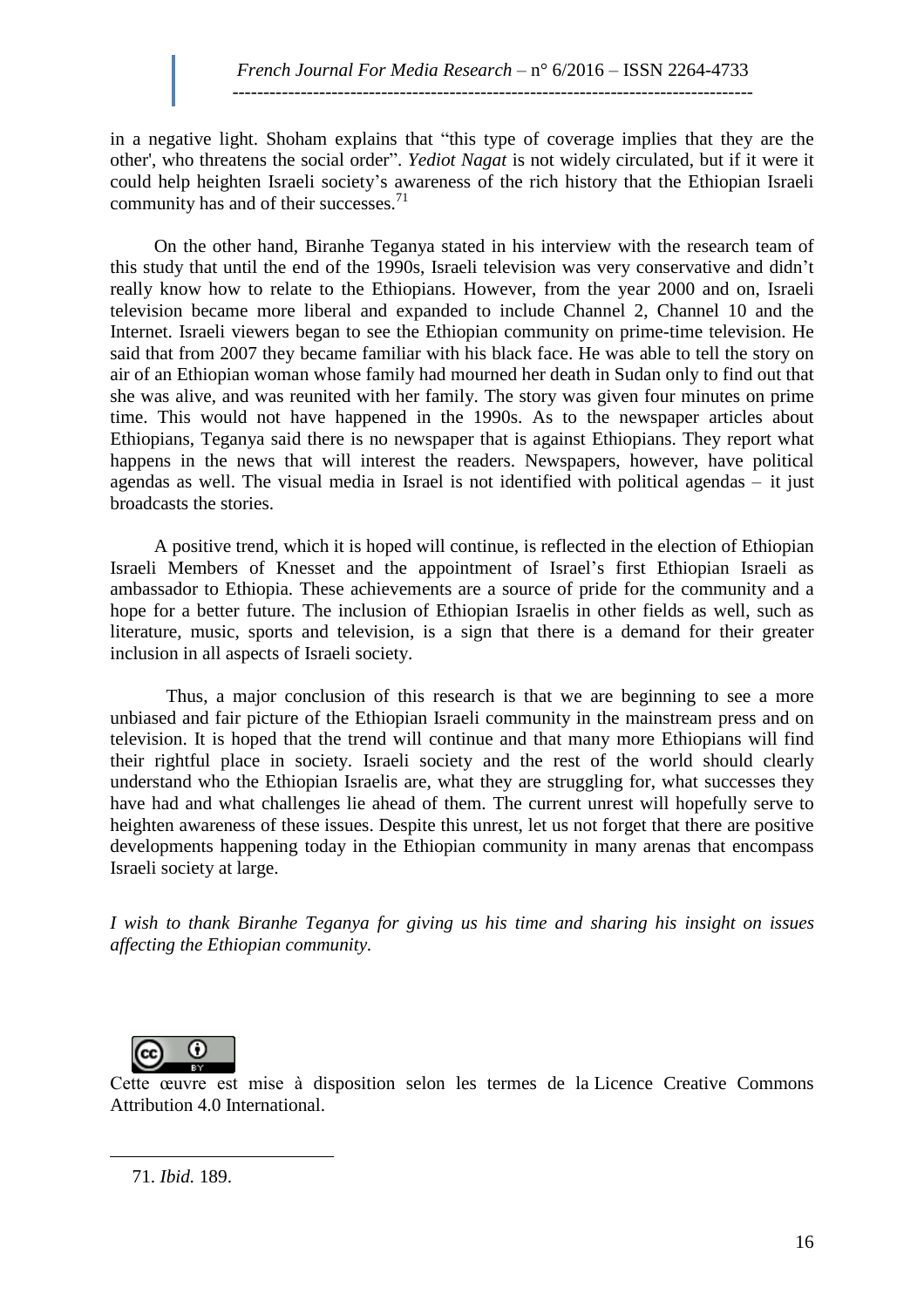in a negative light. Shoham explains that "this type of coverage implies that they are the other', who threatens the social order". *Yediot Nagat* is not widely circulated, but if it were it could help heighten Israeli society's awareness of the rich history that the Ethiopian Israeli community has and of their successes.[71]

On the other hand, Biranhe Teganya stated in his interview with the research team of this study that until the end of the 1990s, Israeli television was very conservative and didn't really know how to relate to the Ethiopians. However, from the year 2000 and on, Israeli television became more liberal and expanded to include Channel 2, Channel 10 and the Internet. Israeli viewers began to see the Ethiopian community on prime-time television. He said that from 2007 they became familiar with his black face. He was able to tell the story on air of an Ethiopian woman whose family had mourned her death in Sudan only to find out that she was alive, and was reunited with her family. The story was given four minutes on prime time. This would not have happened in the 1990s. As to the newspaper articles about Ethiopians, Teganya said there is no newspaper that is against Ethiopians. They report what happens in the news that will interest the readers. Newspapers, however, have political agendas as well. The visual media in Israel is not identified with political agendas – it just broadcasts the stories.

A positive trend, which it is hoped will continue, is reflected in the election of Ethiopian Israeli Members of Knesset and the appointment of Israel's first Ethiopian Israeli as ambassador to Ethiopia. These achievements are a source of pride for the community and a hope for a better future. The inclusion of Ethiopian Israelis in other fields as well, such as literature, music, sports and television, is a sign that there is a demand for their greater inclusion in all aspects of Israeli society.

Thus, a major conclusion of this research is that we are beginning to see a more unbiased and fair picture of the Ethiopian Israeli community in the mainstream press and on television. It is hoped that the trend will continue and that many more Ethiopians will find their rightful place in society. Israeli society and the rest of the world should clearly understand who the Ethiopian Israelis are, what they are struggling for, what successes they have had and what challenges lie ahead of them. The current unrest will hopefully serve to heighten awareness of these issues. Despite this unrest, let us not forget that there are positive developments happening today in the Ethiopian community in many arenas that encompass Israeli society at large.

*I wish to thank Biranhe Teganya for giving us his time and sharing his insight on issues affecting the Ethiopian community.*

Cette œuvre est mise à disposition selon les termes de la Licence Creative Commons Attribution 4.0 International.

---

71. *Ibid.* 189.